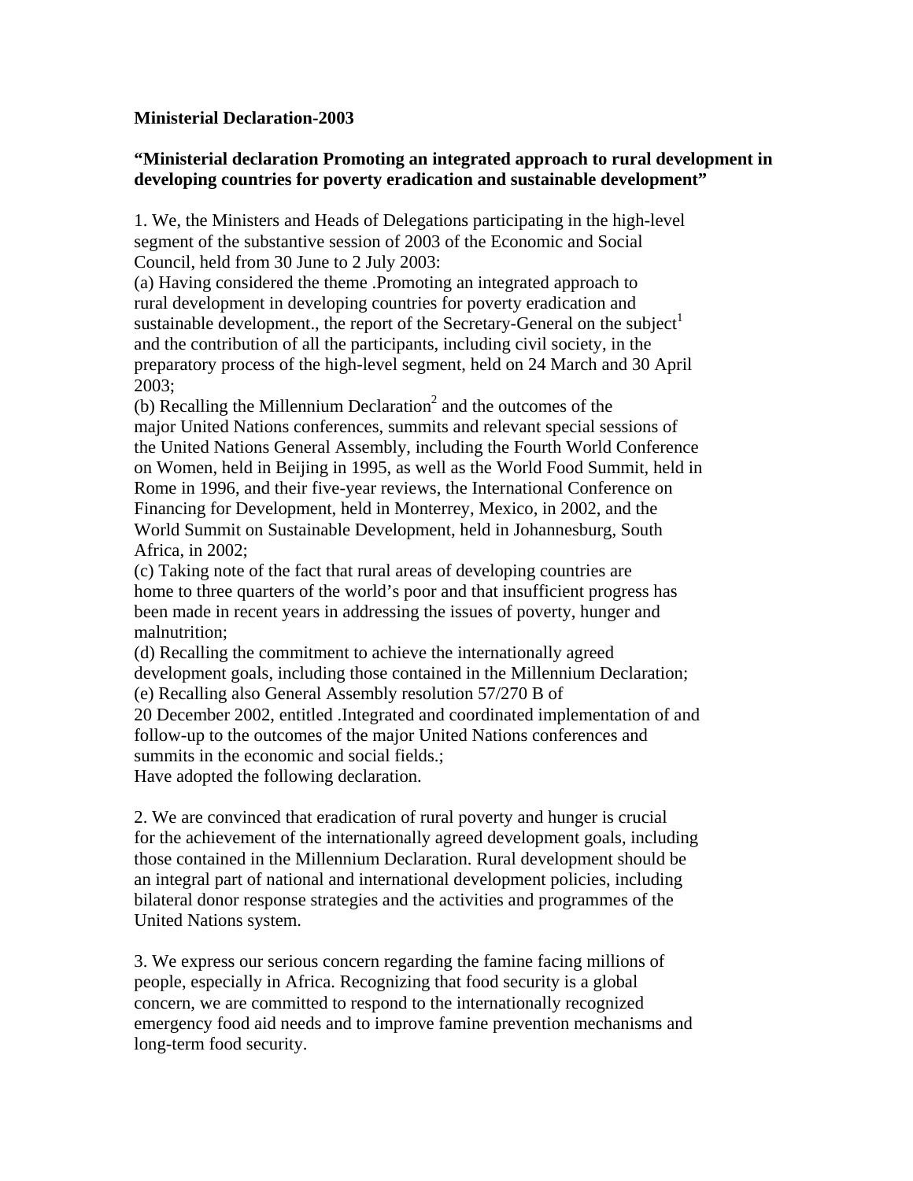**Ministerial Declaration-2003**

**"Ministerial declaration Promoting an integrated approach to rural development in developing countries for poverty eradication and sustainable development"**

1. We, the Ministers and Heads of Delegations participating in the high-level segment of the substantive session of 2003 of the Economic and Social Council, held from 30 June to 2 July 2003:

(a) Having considered the theme .Promoting an integrated approach to rural development in developing countries for poverty eradication and sustainable development., the report of the Secretary-General on the subject[1] and the contribution of all the participants, including civil society, in the preparatory process of the high-level segment, held on 24 March and 30 April 2003;

(b) Recalling the Millennium Declaration[2] and the outcomes of the major United Nations conferences, summits and relevant special sessions of the United Nations General Assembly, including the Fourth World Conference on Women, held in Beijing in 1995, as well as the World Food Summit, held in Rome in 1996, and their five-year reviews, the International Conference on Financing for Development, held in Monterrey, Mexico, in 2002, and the World Summit on Sustainable Development, held in Johannesburg, South Africa, in 2002;

(c) Taking note of the fact that rural areas of developing countries are home to three quarters of the world's poor and that insufficient progress has been made in recent years in addressing the issues of poverty, hunger and malnutrition;

(d) Recalling the commitment to achieve the internationally agreed development goals, including those contained in the Millennium Declaration;

(e) Recalling also General Assembly resolution 57/270 B of 20 December 2002, entitled .Integrated and coordinated implementation of and follow-up to the outcomes of the major United Nations conferences and summits in the economic and social fields.;

Have adopted the following declaration.

2. We are convinced that eradication of rural poverty and hunger is crucial for the achievement of the internationally agreed development goals, including those contained in the Millennium Declaration. Rural development should be an integral part of national and international development policies, including bilateral donor response strategies and the activities and programmes of the United Nations system.

3. We express our serious concern regarding the famine facing millions of people, especially in Africa. Recognizing that food security is a global concern, we are committed to respond to the internationally recognized emergency food aid needs and to improve famine prevention mechanisms and long-term food security.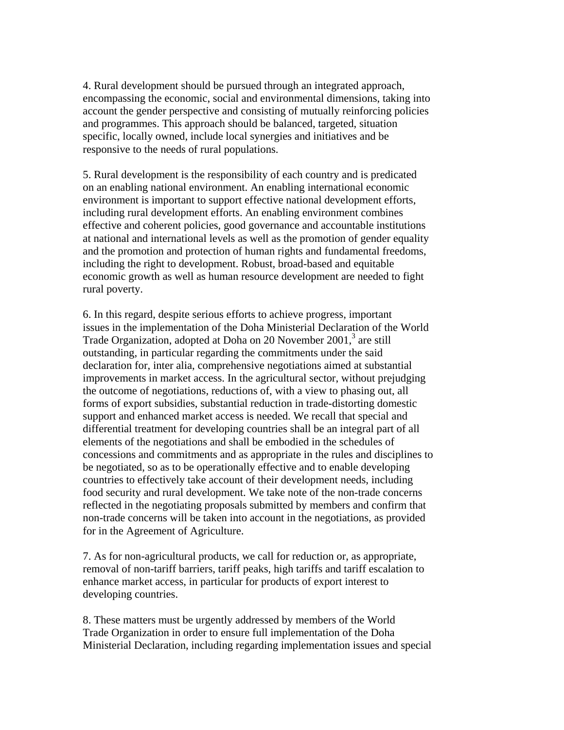4. Rural development should be pursued through an integrated approach, encompassing the economic, social and environmental dimensions, taking into account the gender perspective and consisting of mutually reinforcing policies and programmes. This approach should be balanced, targeted, situation specific, locally owned, include local synergies and initiatives and be responsive to the needs of rural populations.

5. Rural development is the responsibility of each country and is predicated on an enabling national environment. An enabling international economic environment is important to support effective national development efforts, including rural development efforts. An enabling environment combines effective and coherent policies, good governance and accountable institutions at national and international levels as well as the promotion of gender equality and the promotion and protection of human rights and fundamental freedoms, including the right to development. Robust, broad-based and equitable economic growth as well as human resource development are needed to fight rural poverty.

6. In this regard, despite serious efforts to achieve progress, important issues in the implementation of the Doha Ministerial Declaration of the World Trade Organization, adopted at Doha on 20 November 2001,[3] are still outstanding, in particular regarding the commitments under the said declaration for, inter alia, comprehensive negotiations aimed at substantial improvements in market access. In the agricultural sector, without prejudging the outcome of negotiations, reductions of, with a view to phasing out, all forms of export subsidies, substantial reduction in trade-distorting domestic support and enhanced market access is needed. We recall that special and differential treatment for developing countries shall be an integral part of all elements of the negotiations and shall be embodied in the schedules of concessions and commitments and as appropriate in the rules and disciplines to be negotiated, so as to be operationally effective and to enable developing countries to effectively take account of their development needs, including food security and rural development. We take note of the non-trade concerns reflected in the negotiating proposals submitted by members and confirm that non-trade concerns will be taken into account in the negotiations, as provided for in the Agreement of Agriculture.

7. As for non-agricultural products, we call for reduction or, as appropriate, removal of non-tariff barriers, tariff peaks, high tariffs and tariff escalation to enhance market access, in particular for products of export interest to developing countries.

8. These matters must be urgently addressed by members of the World Trade Organization in order to ensure full implementation of the Doha Ministerial Declaration, including regarding implementation issues and special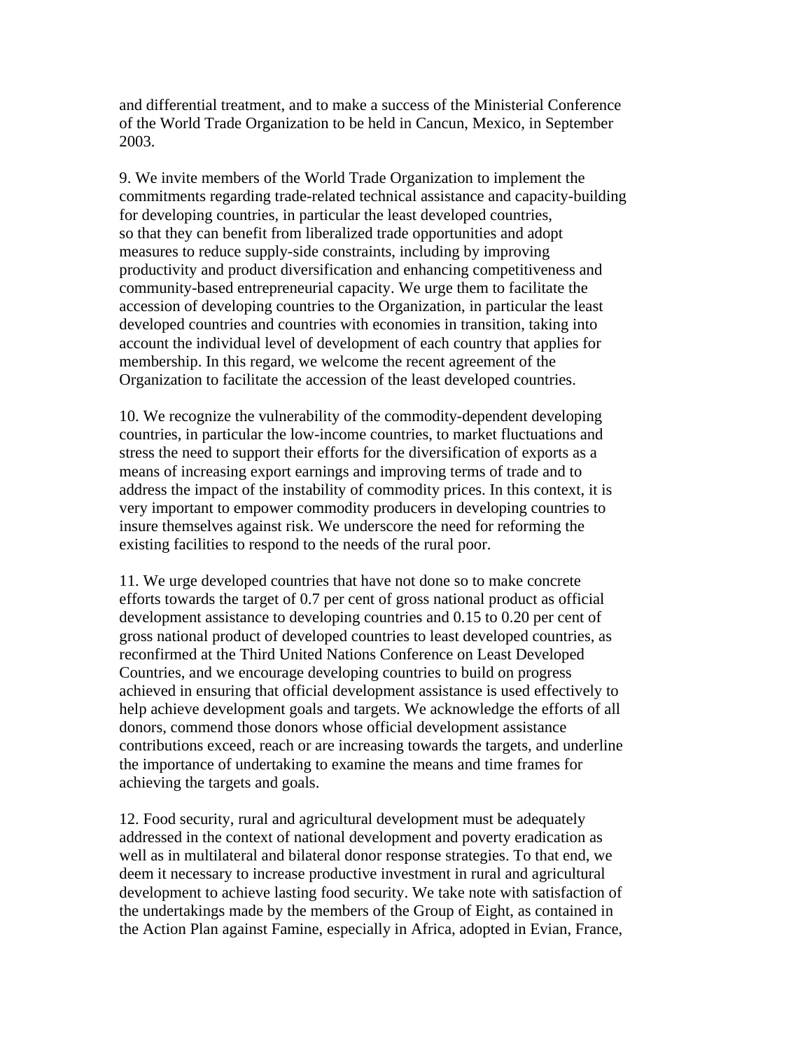and differential treatment, and to make a success of the Ministerial Conference of the World Trade Organization to be held in Cancun, Mexico, in September 2003.

9. We invite members of the World Trade Organization to implement the commitments regarding trade-related technical assistance and capacity-building for developing countries, in particular the least developed countries, so that they can benefit from liberalized trade opportunities and adopt measures to reduce supply-side constraints, including by improving productivity and product diversification and enhancing competitiveness and community-based entrepreneurial capacity. We urge them to facilitate the accession of developing countries to the Organization, in particular the least developed countries and countries with economies in transition, taking into account the individual level of development of each country that applies for membership. In this regard, we welcome the recent agreement of the Organization to facilitate the accession of the least developed countries.

10. We recognize the vulnerability of the commodity-dependent developing countries, in particular the low-income countries, to market fluctuations and stress the need to support their efforts for the diversification of exports as a means of increasing export earnings and improving terms of trade and to address the impact of the instability of commodity prices. In this context, it is very important to empower commodity producers in developing countries to insure themselves against risk. We underscore the need for reforming the existing facilities to respond to the needs of the rural poor.

11. We urge developed countries that have not done so to make concrete efforts towards the target of 0.7 per cent of gross national product as official development assistance to developing countries and 0.15 to 0.20 per cent of gross national product of developed countries to least developed countries, as reconfirmed at the Third United Nations Conference on Least Developed Countries, and we encourage developing countries to build on progress achieved in ensuring that official development assistance is used effectively to help achieve development goals and targets. We acknowledge the efforts of all donors, commend those donors whose official development assistance contributions exceed, reach or are increasing towards the targets, and underline the importance of undertaking to examine the means and time frames for achieving the targets and goals.

12. Food security, rural and agricultural development must be adequately addressed in the context of national development and poverty eradication as well as in multilateral and bilateral donor response strategies. To that end, we deem it necessary to increase productive investment in rural and agricultural development to achieve lasting food security. We take note with satisfaction of the undertakings made by the members of the Group of Eight, as contained in the Action Plan against Famine, especially in Africa, adopted in Evian, France,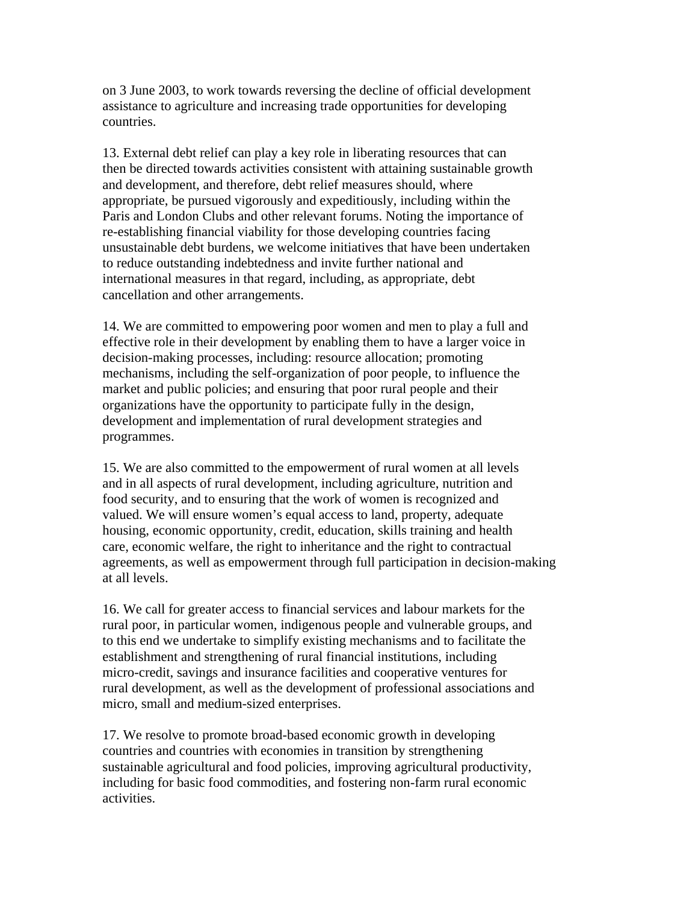on 3 June 2003, to work towards reversing the decline of official development assistance to agriculture and increasing trade opportunities for developing countries.

13. External debt relief can play a key role in liberating resources that can then be directed towards activities consistent with attaining sustainable growth and development, and therefore, debt relief measures should, where appropriate, be pursued vigorously and expeditiously, including within the Paris and London Clubs and other relevant forums. Noting the importance of re-establishing financial viability for those developing countries facing unsustainable debt burdens, we welcome initiatives that have been undertaken to reduce outstanding indebtedness and invite further national and international measures in that regard, including, as appropriate, debt cancellation and other arrangements.

14. We are committed to empowering poor women and men to play a full and effective role in their development by enabling them to have a larger voice in decision-making processes, including: resource allocation; promoting mechanisms, including the self-organization of poor people, to influence the market and public policies; and ensuring that poor rural people and their organizations have the opportunity to participate fully in the design, development and implementation of rural development strategies and programmes.

15. We are also committed to the empowerment of rural women at all levels and in all aspects of rural development, including agriculture, nutrition and food security, and to ensuring that the work of women is recognized and valued. We will ensure women's equal access to land, property, adequate housing, economic opportunity, credit, education, skills training and health care, economic welfare, the right to inheritance and the right to contractual agreements, as well as empowerment through full participation in decision-making at all levels.

16. We call for greater access to financial services and labour markets for the rural poor, in particular women, indigenous people and vulnerable groups, and to this end we undertake to simplify existing mechanisms and to facilitate the establishment and strengthening of rural financial institutions, including micro-credit, savings and insurance facilities and cooperative ventures for rural development, as well as the development of professional associations and micro, small and medium-sized enterprises.

17. We resolve to promote broad-based economic growth in developing countries and countries with economies in transition by strengthening sustainable agricultural and food policies, improving agricultural productivity, including for basic food commodities, and fostering non-farm rural economic activities.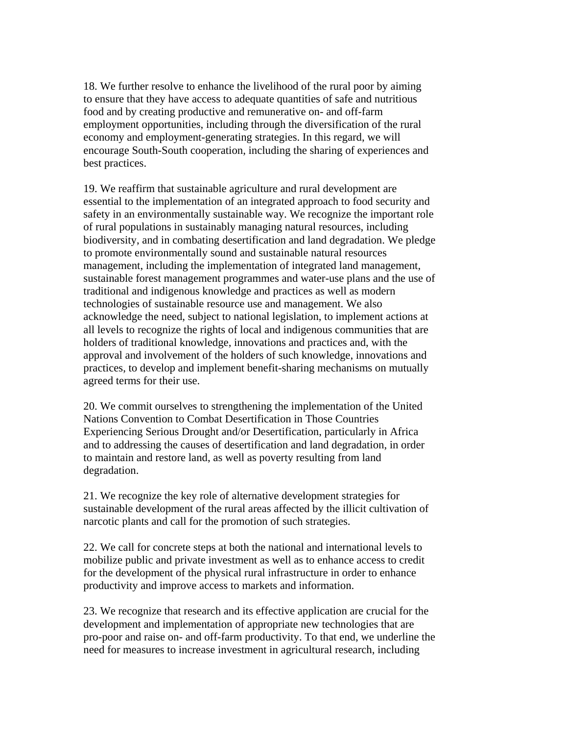18. We further resolve to enhance the livelihood of the rural poor by aiming to ensure that they have access to adequate quantities of safe and nutritious food and by creating productive and remunerative on- and off-farm employment opportunities, including through the diversification of the rural economy and employment-generating strategies. In this regard, we will encourage South-South cooperation, including the sharing of experiences and best practices.

19. We reaffirm that sustainable agriculture and rural development are essential to the implementation of an integrated approach to food security and safety in an environmentally sustainable way. We recognize the important role of rural populations in sustainably managing natural resources, including biodiversity, and in combating desertification and land degradation. We pledge to promote environmentally sound and sustainable natural resources management, including the implementation of integrated land management, sustainable forest management programmes and water-use plans and the use of traditional and indigenous knowledge and practices as well as modern technologies of sustainable resource use and management. We also acknowledge the need, subject to national legislation, to implement actions at all levels to recognize the rights of local and indigenous communities that are holders of traditional knowledge, innovations and practices and, with the approval and involvement of the holders of such knowledge, innovations and practices, to develop and implement benefit-sharing mechanisms on mutually agreed terms for their use.

20. We commit ourselves to strengthening the implementation of the United Nations Convention to Combat Desertification in Those Countries Experiencing Serious Drought and/or Desertification, particularly in Africa and to addressing the causes of desertification and land degradation, in order to maintain and restore land, as well as poverty resulting from land degradation.

21. We recognize the key role of alternative development strategies for sustainable development of the rural areas affected by the illicit cultivation of narcotic plants and call for the promotion of such strategies.

22. We call for concrete steps at both the national and international levels to mobilize public and private investment as well as to enhance access to credit for the development of the physical rural infrastructure in order to enhance productivity and improve access to markets and information.

23. We recognize that research and its effective application are crucial for the development and implementation of appropriate new technologies that are pro-poor and raise on- and off-farm productivity. To that end, we underline the need for measures to increase investment in agricultural research, including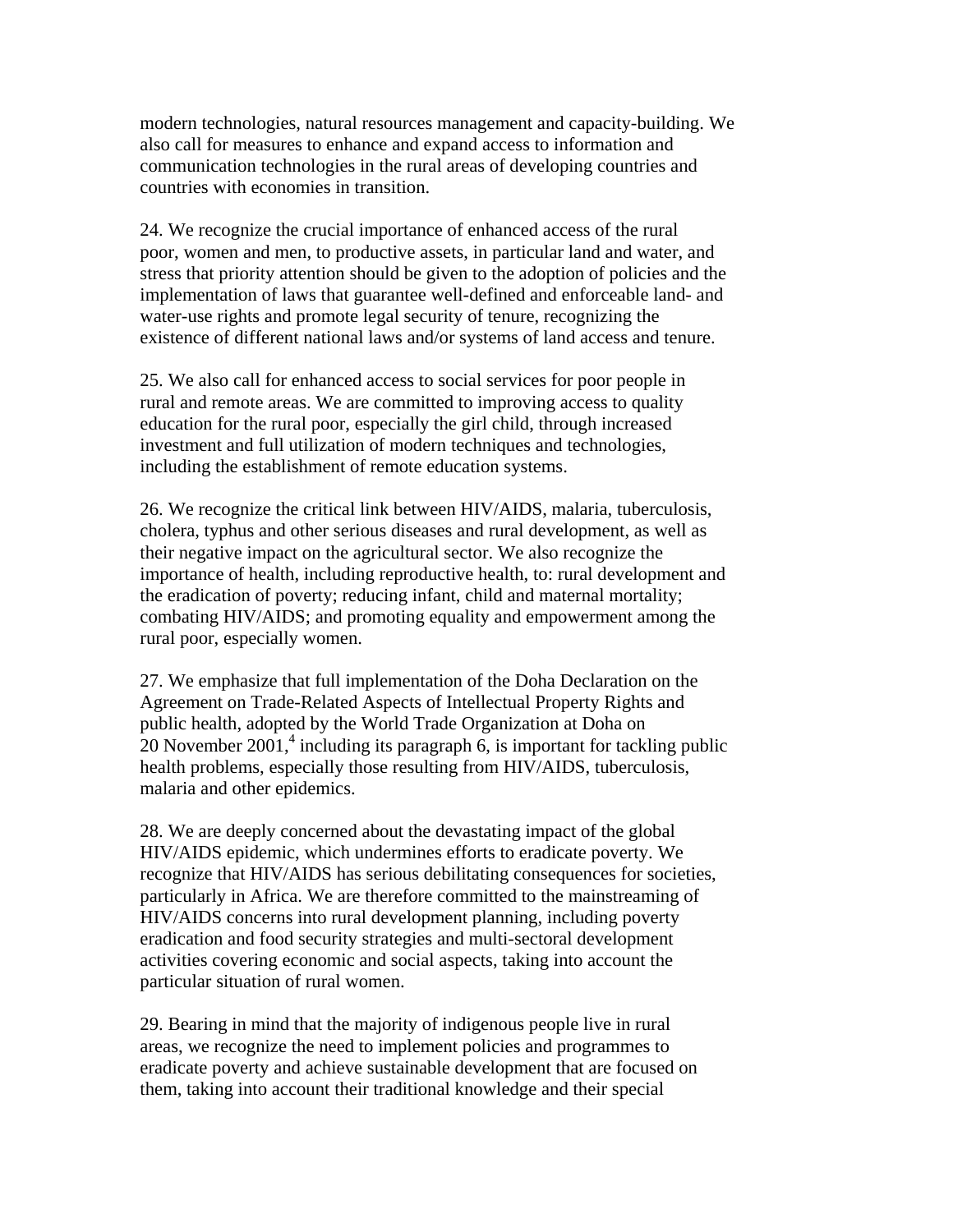modern technologies, natural resources management and capacity-building. We also call for measures to enhance and expand access to information and communication technologies in the rural areas of developing countries and countries with economies in transition.

24. We recognize the crucial importance of enhanced access of the rural poor, women and men, to productive assets, in particular land and water, and stress that priority attention should be given to the adoption of policies and the implementation of laws that guarantee well-defined and enforceable land- and water-use rights and promote legal security of tenure, recognizing the existence of different national laws and/or systems of land access and tenure.

25. We also call for enhanced access to social services for poor people in rural and remote areas. We are committed to improving access to quality education for the rural poor, especially the girl child, through increased investment and full utilization of modern techniques and technologies, including the establishment of remote education systems.

26. We recognize the critical link between HIV/AIDS, malaria, tuberculosis, cholera, typhus and other serious diseases and rural development, as well as their negative impact on the agricultural sector. We also recognize the importance of health, including reproductive health, to: rural development and the eradication of poverty; reducing infant, child and maternal mortality; combating HIV/AIDS; and promoting equality and empowerment among the rural poor, especially women.

27. We emphasize that full implementation of the Doha Declaration on the Agreement on Trade-Related Aspects of Intellectual Property Rights and public health, adopted by the World Trade Organization at Doha on 20 November 2001,[4] including its paragraph 6, is important for tackling public health problems, especially those resulting from HIV/AIDS, tuberculosis, malaria and other epidemics.

28. We are deeply concerned about the devastating impact of the global HIV/AIDS epidemic, which undermines efforts to eradicate poverty. We recognize that HIV/AIDS has serious debilitating consequences for societies, particularly in Africa. We are therefore committed to the mainstreaming of HIV/AIDS concerns into rural development planning, including poverty eradication and food security strategies and multi-sectoral development activities covering economic and social aspects, taking into account the particular situation of rural women.

29. Bearing in mind that the majority of indigenous people live in rural areas, we recognize the need to implement policies and programmes to eradicate poverty and achieve sustainable development that are focused on them, taking into account their traditional knowledge and their special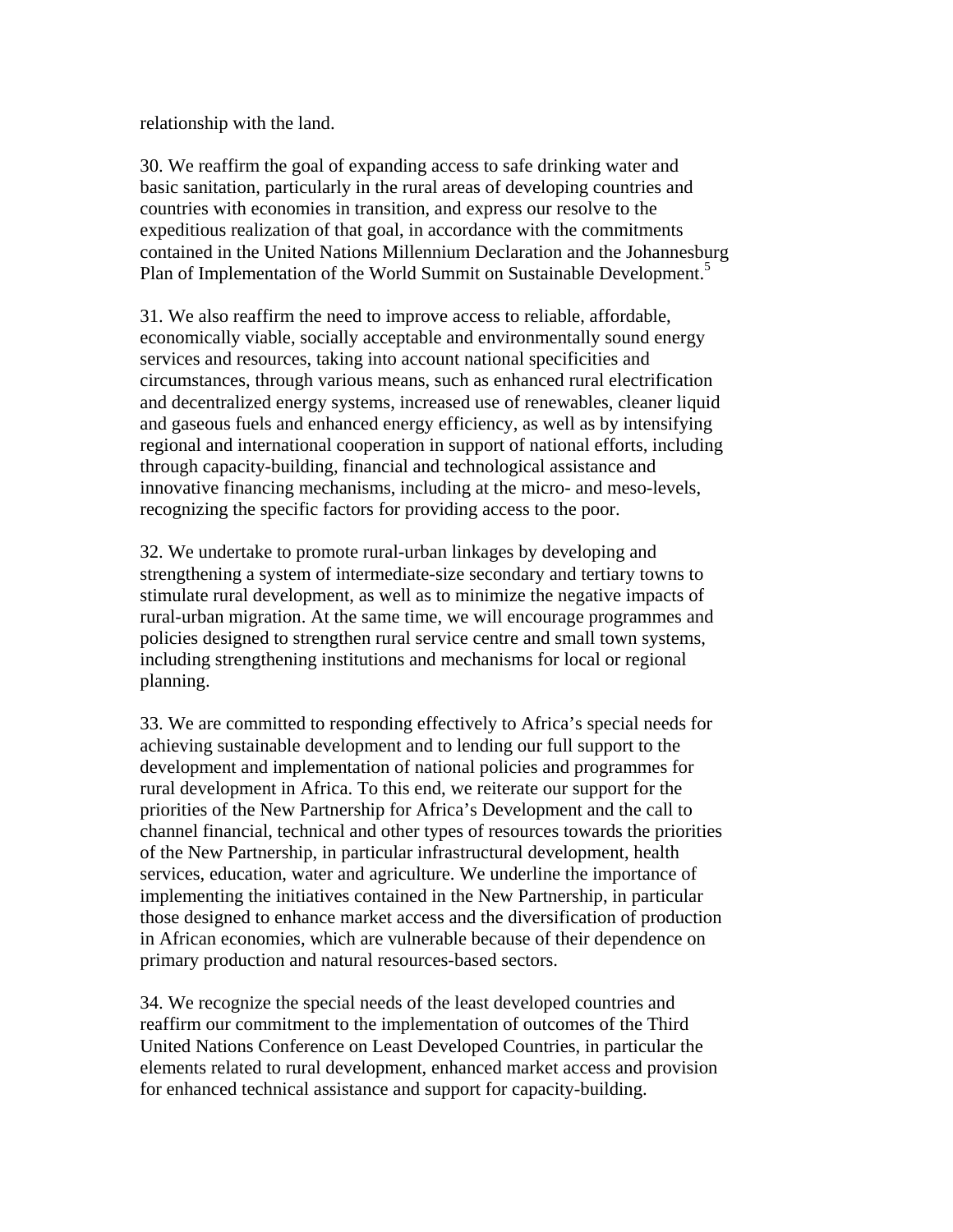relationship with the land.

30. We reaffirm the goal of expanding access to safe drinking water and basic sanitation, particularly in the rural areas of developing countries and countries with economies in transition, and express our resolve to the expeditious realization of that goal, in accordance with the commitments contained in the United Nations Millennium Declaration and the Johannesburg Plan of Implementation of the World Summit on Sustainable Development.[5]

31. We also reaffirm the need to improve access to reliable, affordable, economically viable, socially acceptable and environmentally sound energy services and resources, taking into account national specificities and circumstances, through various means, such as enhanced rural electrification and decentralized energy systems, increased use of renewables, cleaner liquid and gaseous fuels and enhanced energy efficiency, as well as by intensifying regional and international cooperation in support of national efforts, including through capacity-building, financial and technological assistance and innovative financing mechanisms, including at the micro- and meso-levels, recognizing the specific factors for providing access to the poor.

32. We undertake to promote rural-urban linkages by developing and strengthening a system of intermediate-size secondary and tertiary towns to stimulate rural development, as well as to minimize the negative impacts of rural-urban migration. At the same time, we will encourage programmes and policies designed to strengthen rural service centre and small town systems, including strengthening institutions and mechanisms for local or regional planning.

33. We are committed to responding effectively to Africa's special needs for achieving sustainable development and to lending our full support to the development and implementation of national policies and programmes for rural development in Africa. To this end, we reiterate our support for the priorities of the New Partnership for Africa's Development and the call to channel financial, technical and other types of resources towards the priorities of the New Partnership, in particular infrastructural development, health services, education, water and agriculture. We underline the importance of implementing the initiatives contained in the New Partnership, in particular those designed to enhance market access and the diversification of production in African economies, which are vulnerable because of their dependence on primary production and natural resources-based sectors.

34. We recognize the special needs of the least developed countries and reaffirm our commitment to the implementation of outcomes of the Third United Nations Conference on Least Developed Countries, in particular the elements related to rural development, enhanced market access and provision for enhanced technical assistance and support for capacity-building.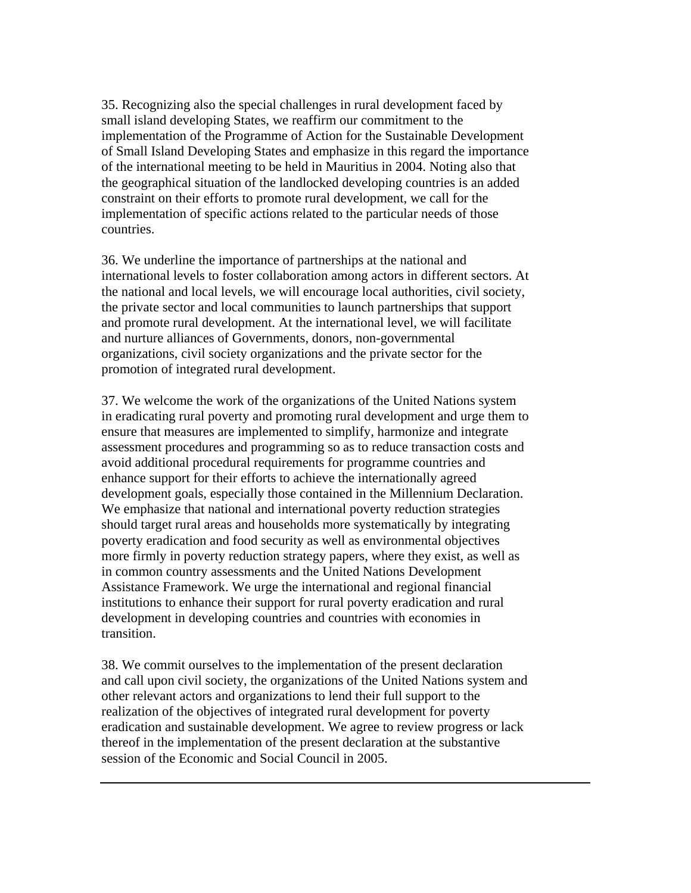35. Recognizing also the special challenges in rural development faced by small island developing States, we reaffirm our commitment to the implementation of the Programme of Action for the Sustainable Development of Small Island Developing States and emphasize in this regard the importance of the international meeting to be held in Mauritius in 2004. Noting also that the geographical situation of the landlocked developing countries is an added constraint on their efforts to promote rural development, we call for the implementation of specific actions related to the particular needs of those countries.

36. We underline the importance of partnerships at the national and international levels to foster collaboration among actors in different sectors. At the national and local levels, we will encourage local authorities, civil society, the private sector and local communities to launch partnerships that support and promote rural development. At the international level, we will facilitate and nurture alliances of Governments, donors, non-governmental organizations, civil society organizations and the private sector for the promotion of integrated rural development.

37. We welcome the work of the organizations of the United Nations system in eradicating rural poverty and promoting rural development and urge them to ensure that measures are implemented to simplify, harmonize and integrate assessment procedures and programming so as to reduce transaction costs and avoid additional procedural requirements for programme countries and enhance support for their efforts to achieve the internationally agreed development goals, especially those contained in the Millennium Declaration. We emphasize that national and international poverty reduction strategies should target rural areas and households more systematically by integrating poverty eradication and food security as well as environmental objectives more firmly in poverty reduction strategy papers, where they exist, as well as in common country assessments and the United Nations Development Assistance Framework. We urge the international and regional financial institutions to enhance their support for rural poverty eradication and rural development in developing countries and countries with economies in transition.

38. We commit ourselves to the implementation of the present declaration and call upon civil society, the organizations of the United Nations system and other relevant actors and organizations to lend their full support to the realization of the objectives of integrated rural development for poverty eradication and sustainable development. We agree to review progress or lack thereof in the implementation of the present declaration at the substantive session of the Economic and Social Council in 2005.

---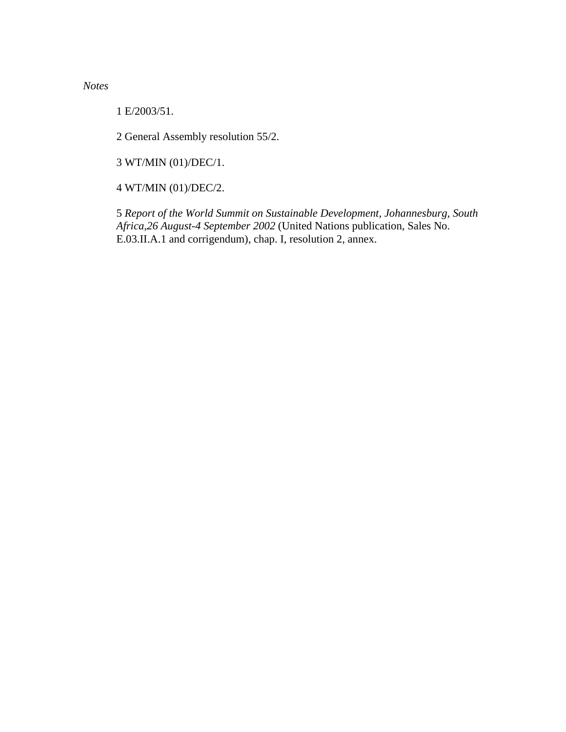*Notes*

1 E/2003/51.

2 General Assembly resolution 55/2.

3 WT/MIN (01)/DEC/1.

4 WT/MIN (01)/DEC/2.

5 *Report of the World Summit on Sustainable Development, Johannesburg, South Africa,26 August-4 September 2002* (United Nations publication, Sales No. E.03.II.A.1 and corrigendum), chap. I, resolution 2, annex.